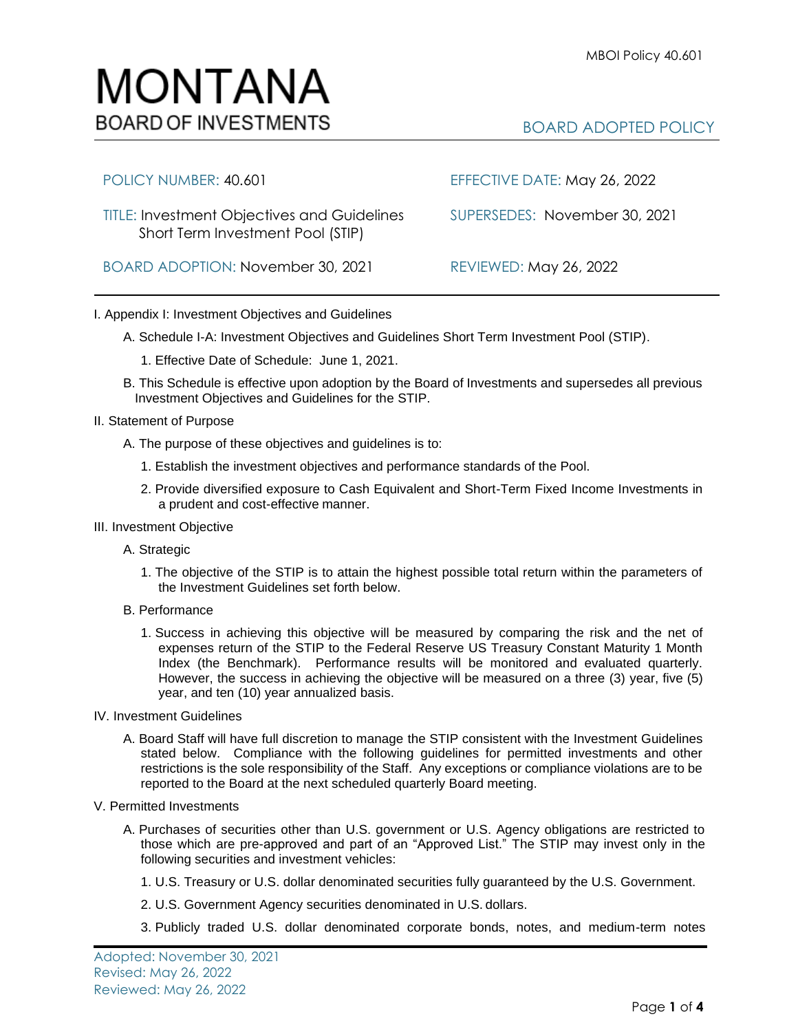# MONTANA
BOARD OF INVESTMENTS

BOARD ADOPTED POLICY

| | |
|---|---|
| POLICY NUMBER: 40.601 | EFFECTIVE DATE: May 26, 2022 |
| TITLE: Investment Objectives and Guidelines Short Term Investment Pool (STIP) | SUPERSEDES: November 30, 2021 |
| BOARD ADOPTION: November 30, 2021 | REVIEWED: May 26, 2022 |

I. Appendix I: Investment Objectives and Guidelines

A. Schedule I-A: Investment Objectives and Guidelines Short Term Investment Pool (STIP).

1. Effective Date of Schedule: June 1, 2021.

B. This Schedule is effective upon adoption by the Board of Investments and supersedes all previous Investment Objectives and Guidelines for the STIP.

II. Statement of Purpose

A. The purpose of these objectives and guidelines is to:

1. Establish the investment objectives and performance standards of the Pool.

2. Provide diversified exposure to Cash Equivalent and Short-Term Fixed Income Investments in a prudent and cost-effective manner.

III. Investment Objective

A. Strategic

1. The objective of the STIP is to attain the highest possible total return within the parameters of the Investment Guidelines set forth below.

B. Performance

1. Success in achieving this objective will be measured by comparing the risk and the net of expenses return of the STIP to the Federal Reserve US Treasury Constant Maturity 1 Month Index (the Benchmark). Performance results will be monitored and evaluated quarterly. However, the success in achieving the objective will be measured on a three (3) year, five (5) year, and ten (10) year annualized basis.

IV. Investment Guidelines

A. Board Staff will have full discretion to manage the STIP consistent with the Investment Guidelines stated below. Compliance with the following guidelines for permitted investments and other restrictions is the sole responsibility of the Staff. Any exceptions or compliance violations are to be reported to the Board at the next scheduled quarterly Board meeting.

V. Permitted Investments

A. Purchases of securities other than U.S. government or U.S. Agency obligations are restricted to those which are pre-approved and part of an "Approved List." The STIP may invest only in the following securities and investment vehicles:

1. U.S. Treasury or U.S. dollar denominated securities fully guaranteed by the U.S. Government.

2. U.S. Government Agency securities denominated in U.S. dollars.

3. Publicly traded U.S. dollar denominated corporate bonds, notes, and medium-term notes

Adopted: November 30, 2021
Revised: May 26, 2022
Reviewed: May 26, 2022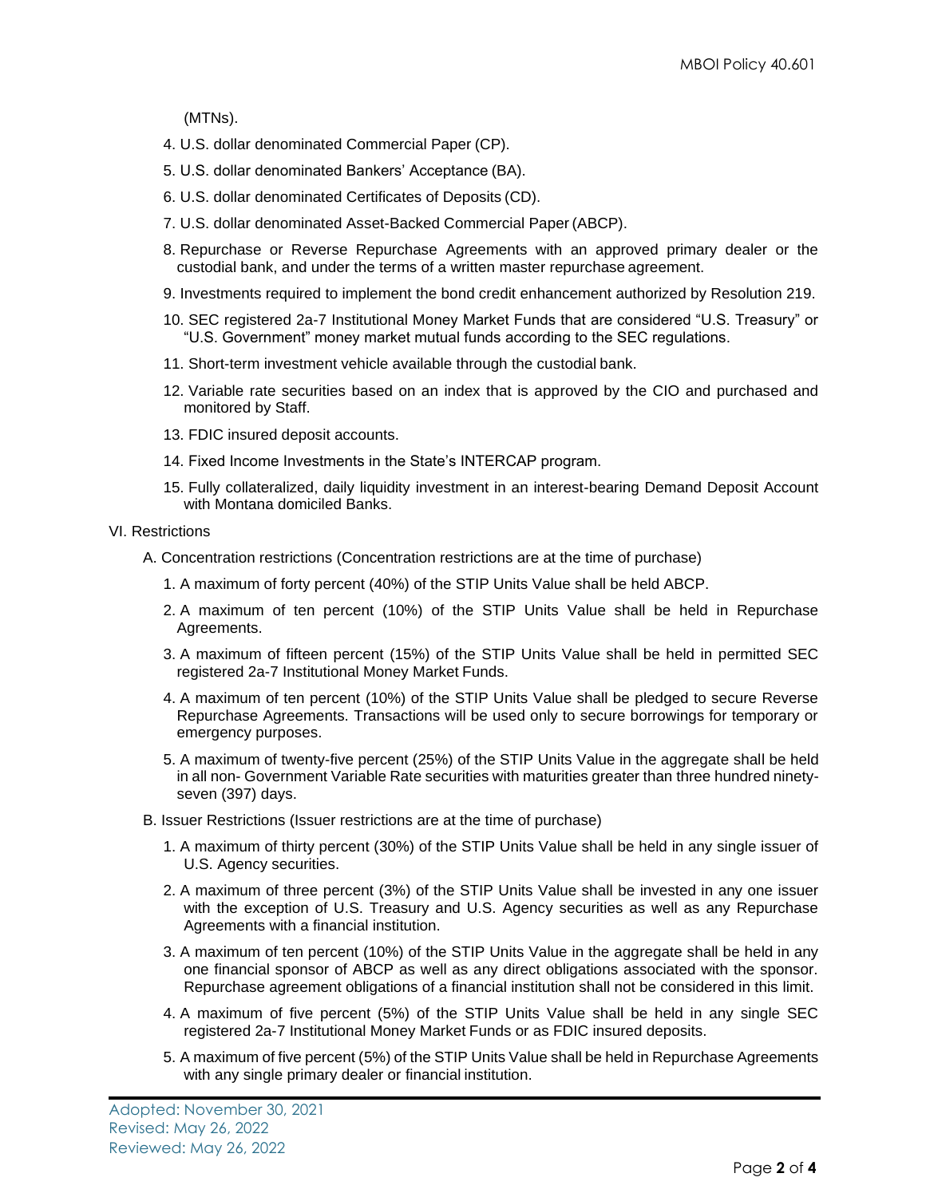(MTNs).

4. U.S. dollar denominated Commercial Paper (CP).
5. U.S. dollar denominated Bankers' Acceptance (BA).
6. U.S. dollar denominated Certificates of Deposits (CD).
7. U.S. dollar denominated Asset-Backed Commercial Paper (ABCP).
8. Repurchase or Reverse Repurchase Agreements with an approved primary dealer or the custodial bank, and under the terms of a written master repurchase agreement.
9. Investments required to implement the bond credit enhancement authorized by Resolution 219.
10. SEC registered 2a-7 Institutional Money Market Funds that are considered "U.S. Treasury" or "U.S. Government" money market mutual funds according to the SEC regulations.
11. Short-term investment vehicle available through the custodial bank.
12. Variable rate securities based on an index that is approved by the CIO and purchased and monitored by Staff.
13. FDIC insured deposit accounts.
14. Fixed Income Investments in the State's INTERCAP program.
15. Fully collateralized, daily liquidity investment in an interest-bearing Demand Deposit Account with Montana domiciled Banks.

VI. Restrictions

A. Concentration restrictions (Concentration restrictions are at the time of purchase)

1. A maximum of forty percent (40%) of the STIP Units Value shall be held ABCP.
2. A maximum of ten percent (10%) of the STIP Units Value shall be held in Repurchase Agreements.
3. A maximum of fifteen percent (15%) of the STIP Units Value shall be held in permitted SEC registered 2a-7 Institutional Money Market Funds.
4. A maximum of ten percent (10%) of the STIP Units Value shall be pledged to secure Reverse Repurchase Agreements. Transactions will be used only to secure borrowings for temporary or emergency purposes.
5. A maximum of twenty-five percent (25%) of the STIP Units Value in the aggregate shall be held in all non- Government Variable Rate securities with maturities greater than three hundred ninety-seven (397) days.

B. Issuer Restrictions (Issuer restrictions are at the time of purchase)

1. A maximum of thirty percent (30%) of the STIP Units Value shall be held in any single issuer of U.S. Agency securities.
2. A maximum of three percent (3%) of the STIP Units Value shall be invested in any one issuer with the exception of U.S. Treasury and U.S. Agency securities as well as any Repurchase Agreements with a financial institution.
3. A maximum of ten percent (10%) of the STIP Units Value in the aggregate shall be held in any one financial sponsor of ABCP as well as any direct obligations associated with the sponsor. Repurchase agreement obligations of a financial institution shall not be considered in this limit.
4. A maximum of five percent (5%) of the STIP Units Value shall be held in any single SEC registered 2a-7 Institutional Money Market Funds or as FDIC insured deposits.
5. A maximum of five percent (5%) of the STIP Units Value shall be held in Repurchase Agreements with any single primary dealer or financial institution.

Adopted: November 30, 2021
Revised: May 26, 2022
Reviewed: May 26, 2022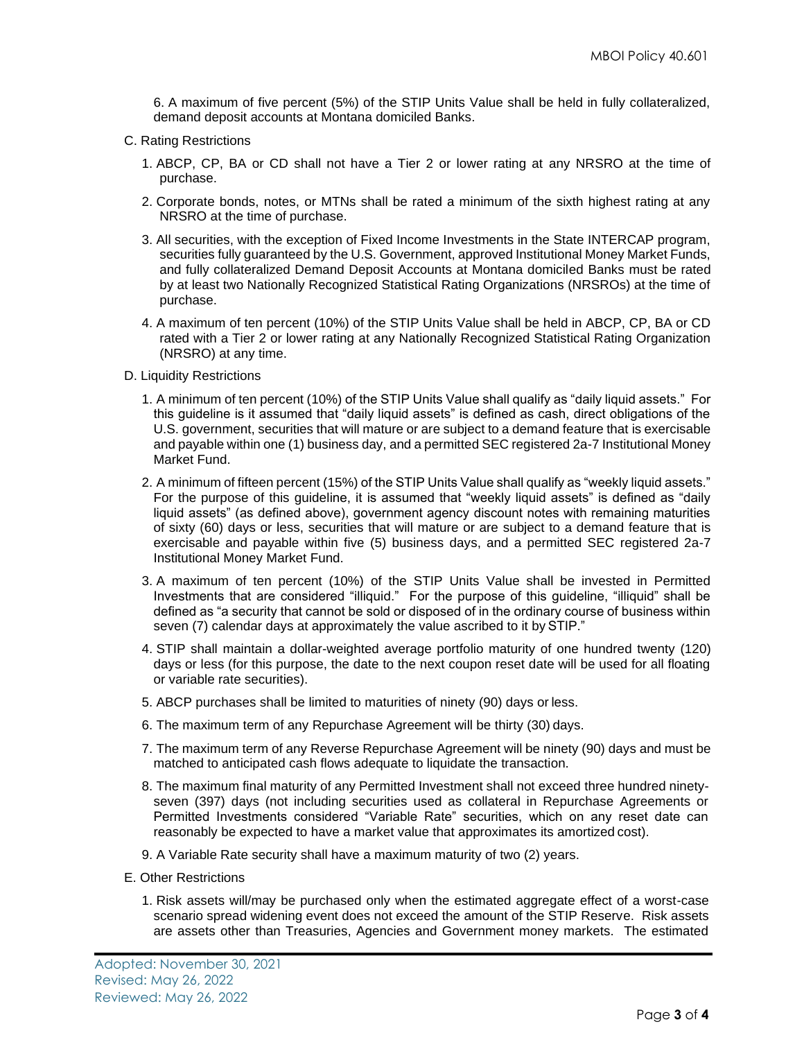6. A maximum of five percent (5%) of the STIP Units Value shall be held in fully collateralized, demand deposit accounts at Montana domiciled Banks.

C. Rating Restrictions

1. ABCP, CP, BA or CD shall not have a Tier 2 or lower rating at any NRSRO at the time of purchase.
2. Corporate bonds, notes, or MTNs shall be rated a minimum of the sixth highest rating at any NRSRO at the time of purchase.
3. All securities, with the exception of Fixed Income Investments in the State INTERCAP program, securities fully guaranteed by the U.S. Government, approved Institutional Money Market Funds, and fully collateralized Demand Deposit Accounts at Montana domiciled Banks must be rated by at least two Nationally Recognized Statistical Rating Organizations (NRSROs) at the time of purchase.
4. A maximum of ten percent (10%) of the STIP Units Value shall be held in ABCP, CP, BA or CD rated with a Tier 2 or lower rating at any Nationally Recognized Statistical Rating Organization (NRSRO) at any time.

D. Liquidity Restrictions

1. A minimum of ten percent (10%) of the STIP Units Value shall qualify as "daily liquid assets." For this guideline is it assumed that "daily liquid assets" is defined as cash, direct obligations of the U.S. government, securities that will mature or are subject to a demand feature that is exercisable and payable within one (1) business day, and a permitted SEC registered 2a-7 Institutional Money Market Fund.
2. A minimum of fifteen percent (15%) of the STIP Units Value shall qualify as "weekly liquid assets." For the purpose of this guideline, it is assumed that "weekly liquid assets" is defined as "daily liquid assets" (as defined above), government agency discount notes with remaining maturities of sixty (60) days or less, securities that will mature or are subject to a demand feature that is exercisable and payable within five (5) business days, and a permitted SEC registered 2a-7 Institutional Money Market Fund.
3. A maximum of ten percent (10%) of the STIP Units Value shall be invested in Permitted Investments that are considered "illiquid." For the purpose of this guideline, "illiquid" shall be defined as "a security that cannot be sold or disposed of in the ordinary course of business within seven (7) calendar days at approximately the value ascribed to it by STIP."
4. STIP shall maintain a dollar-weighted average portfolio maturity of one hundred twenty (120) days or less (for this purpose, the date to the next coupon reset date will be used for all floating or variable rate securities).
5. ABCP purchases shall be limited to maturities of ninety (90) days or less.
6. The maximum term of any Repurchase Agreement will be thirty (30) days.
7. The maximum term of any Reverse Repurchase Agreement will be ninety (90) days and must be matched to anticipated cash flows adequate to liquidate the transaction.
8. The maximum final maturity of any Permitted Investment shall not exceed three hundred ninety-seven (397) days (not including securities used as collateral in Repurchase Agreements or Permitted Investments considered "Variable Rate" securities, which on any reset date can reasonably be expected to have a market value that approximates its amortized cost).
9. A Variable Rate security shall have a maximum maturity of two (2) years.

E. Other Restrictions

1. Risk assets will/may be purchased only when the estimated aggregate effect of a worst-case scenario spread widening event does not exceed the amount of the STIP Reserve. Risk assets are assets other than Treasuries, Agencies and Government money markets. The estimated

Adopted: November 30, 2021
Revised: May 26, 2022
Reviewed: May 26, 2022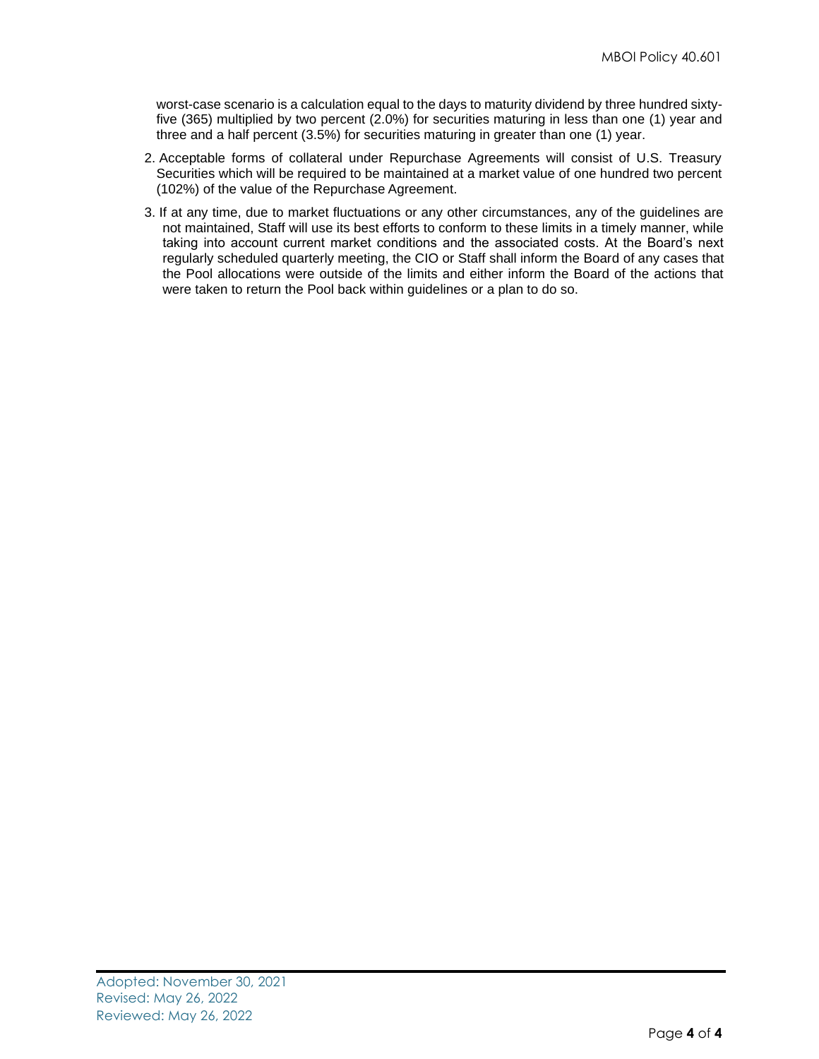worst-case scenario is a calculation equal to the days to maturity dividend by three hundred sixty-five (365) multiplied by two percent (2.0%) for securities maturing in less than one (1) year and three and a half percent (3.5%) for securities maturing in greater than one (1) year.

2. Acceptable forms of collateral under Repurchase Agreements will consist of U.S. Treasury Securities which will be required to be maintained at a market value of one hundred two percent (102%) of the value of the Repurchase Agreement.
3. If at any time, due to market fluctuations or any other circumstances, any of the guidelines are not maintained, Staff will use its best efforts to conform to these limits in a timely manner, while taking into account current market conditions and the associated costs. At the Board's next regularly scheduled quarterly meeting, the CIO or Staff shall inform the Board of any cases that the Pool allocations were outside of the limits and either inform the Board of the actions that were taken to return the Pool back within guidelines or a plan to do so.

Adopted: November 30, 2021
Revised: May 26, 2022
Reviewed: May 26, 2022